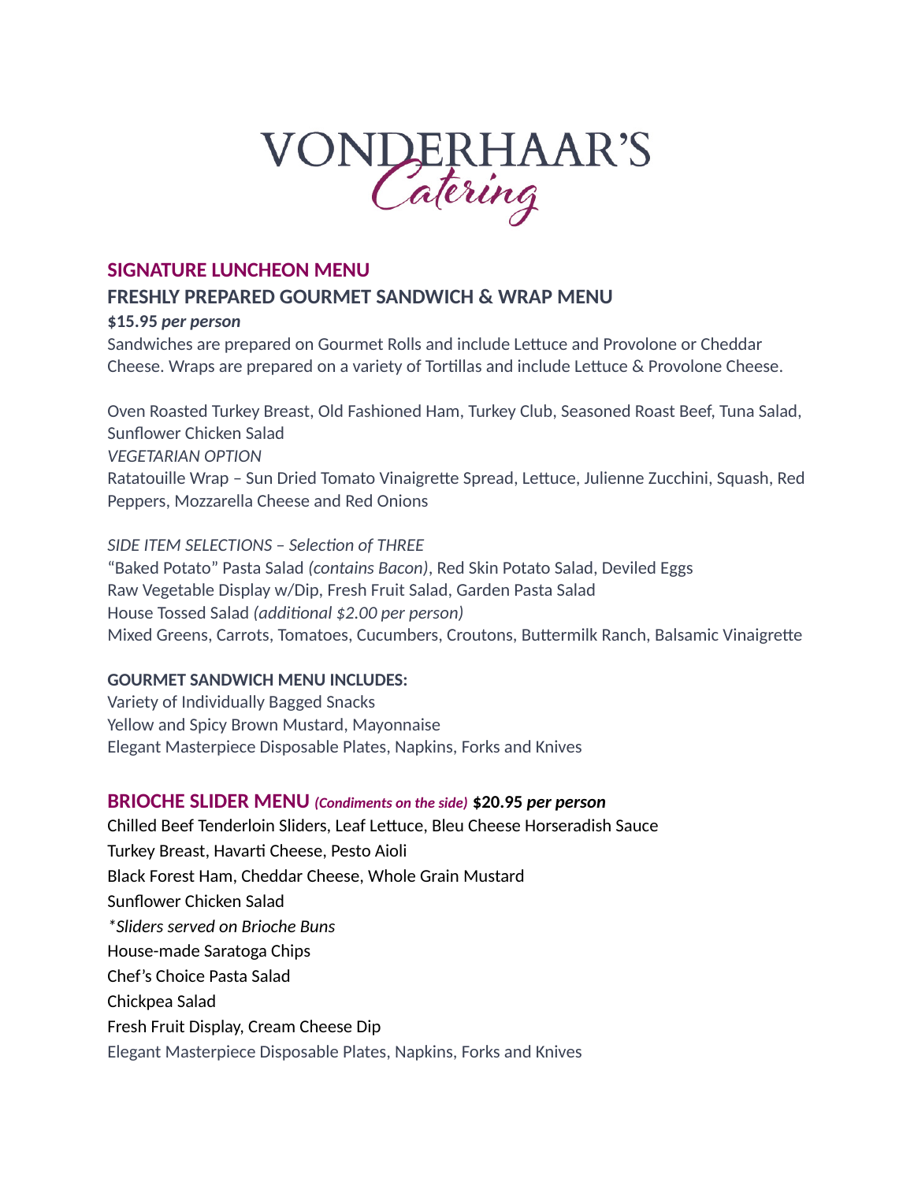# VONDERHAAR'S *Catering*

## SIGNATURE LUNCHEON MENU

### FRESHLY PREPARED GOURMET SANDWICH & WRAP MENU

**$15.95** ***per person***

Sandwiches are prepared on Gourmet Rolls and include Lettuce and Provolone or Cheddar Cheese. Wraps are prepared on a variety of Tortillas and include Lettuce & Provolone Cheese.

Oven Roasted Turkey Breast, Old Fashioned Ham, Turkey Club, Seasoned Roast Beef, Tuna Salad, Sunflower Chicken Salad

*VEGETARIAN OPTION*

Ratatouille Wrap – Sun Dried Tomato Vinaigrette Spread, Lettuce, Julienne Zucchini, Squash, Red Peppers, Mozzarella Cheese and Red Onions

*SIDE ITEM SELECTIONS – Selection of THREE*

"Baked Potato" Pasta Salad *(contains Bacon)*, Red Skin Potato Salad, Deviled Eggs
Raw Vegetable Display w/Dip, Fresh Fruit Salad, Garden Pasta Salad
House Tossed Salad *(additional $2.00 per person)*
Mixed Greens, Carrots, Tomatoes, Cucumbers, Croutons, Buttermilk Ranch, Balsamic Vinaigrette

**GOURMET SANDWICH MENU INCLUDES:**

Variety of Individually Bagged Snacks
Yellow and Spicy Brown Mustard, Mayonnaise
Elegant Masterpiece Disposable Plates, Napkins, Forks and Knives

### BRIOCHE SLIDER MENU *(Condiments on the side)* **$20.95** ***per person***

Chilled Beef Tenderloin Sliders, Leaf Lettuce, Bleu Cheese Horseradish Sauce
Turkey Breast, Havarti Cheese, Pesto Aioli
Black Forest Ham, Cheddar Cheese, Whole Grain Mustard
Sunflower Chicken Salad
*\*Sliders served on Brioche Buns*
House-made Saratoga Chips
Chef's Choice Pasta Salad
Chickpea Salad
Fresh Fruit Display, Cream Cheese Dip
Elegant Masterpiece Disposable Plates, Napkins, Forks and Knives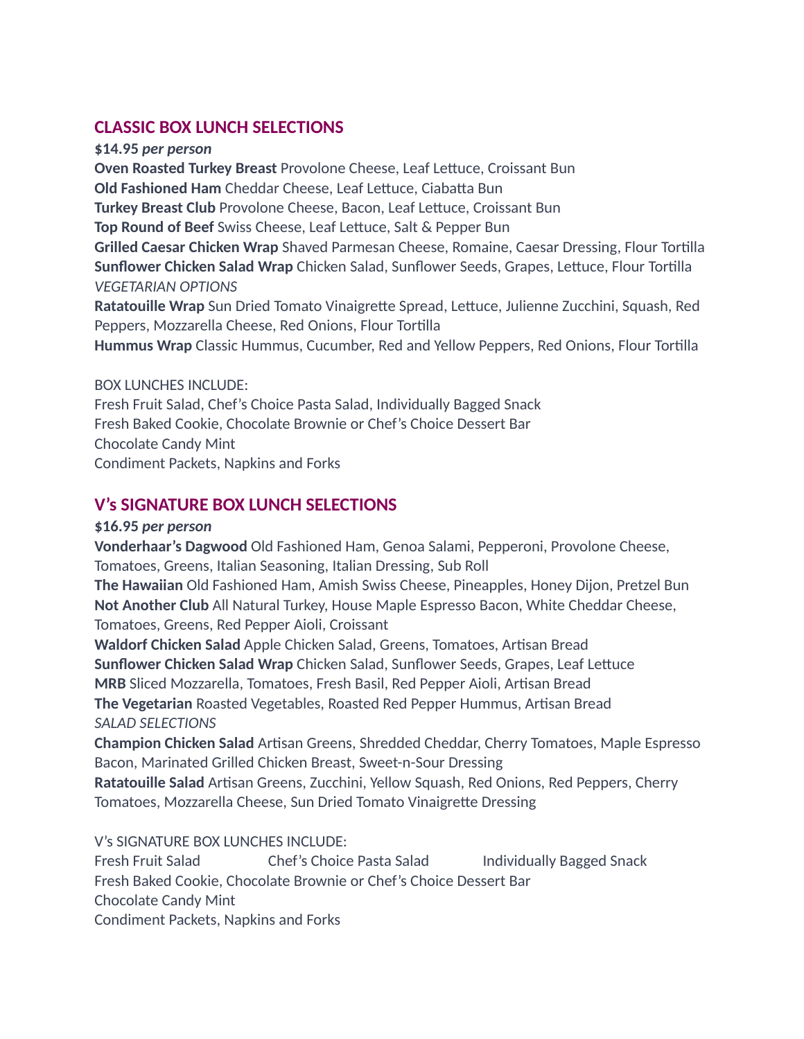## CLASSIC BOX LUNCH SELECTIONS

***$14.95** per person*

**Oven Roasted Turkey Breast** Provolone Cheese, Leaf Lettuce, Croissant Bun
**Old Fashioned Ham** Cheddar Cheese, Leaf Lettuce, Ciabatta Bun
**Turkey Breast Club** Provolone Cheese, Bacon, Leaf Lettuce, Croissant Bun
**Top Round of Beef** Swiss Cheese, Leaf Lettuce, Salt & Pepper Bun
**Grilled Caesar Chicken Wrap** Shaved Parmesan Cheese, Romaine, Caesar Dressing, Flour Tortilla
**Sunflower Chicken Salad Wrap** Chicken Salad, Sunflower Seeds, Grapes, Lettuce, Flour Tortilla
*VEGETARIAN OPTIONS*
**Ratatouille Wrap** Sun Dried Tomato Vinaigrette Spread, Lettuce, Julienne Zucchini, Squash, Red Peppers, Mozzarella Cheese, Red Onions, Flour Tortilla
**Hummus Wrap** Classic Hummus, Cucumber, Red and Yellow Peppers, Red Onions, Flour Tortilla

BOX LUNCHES INCLUDE:
Fresh Fruit Salad, Chef's Choice Pasta Salad, Individually Bagged Snack
Fresh Baked Cookie, Chocolate Brownie or Chef's Choice Dessert Bar
Chocolate Candy Mint
Condiment Packets, Napkins and Forks

## V's SIGNATURE BOX LUNCH SELECTIONS

***$16.95** per person*

**Vonderhaar's Dagwood** Old Fashioned Ham, Genoa Salami, Pepperoni, Provolone Cheese, Tomatoes, Greens, Italian Seasoning, Italian Dressing, Sub Roll
**The Hawaiian** Old Fashioned Ham, Amish Swiss Cheese, Pineapples, Honey Dijon, Pretzel Bun
**Not Another Club** All Natural Turkey, House Maple Espresso Bacon, White Cheddar Cheese, Tomatoes, Greens, Red Pepper Aioli, Croissant
**Waldorf Chicken Salad** Apple Chicken Salad, Greens, Tomatoes, Artisan Bread
**Sunflower Chicken Salad Wrap** Chicken Salad, Sunflower Seeds, Grapes, Leaf Lettuce
**MRB** Sliced Mozzarella, Tomatoes, Fresh Basil, Red Pepper Aioli, Artisan Bread
**The Vegetarian** Roasted Vegetables, Roasted Red Pepper Hummus, Artisan Bread
*SALAD SELECTIONS*
**Champion Chicken Salad** Artisan Greens, Shredded Cheddar, Cherry Tomatoes, Maple Espresso Bacon, Marinated Grilled Chicken Breast, Sweet-n-Sour Dressing
**Ratatouille Salad** Artisan Greens, Zucchini, Yellow Squash, Red Onions, Red Peppers, Cherry Tomatoes, Mozzarella Cheese, Sun Dried Tomato Vinaigrette Dressing

V's SIGNATURE BOX LUNCHES INCLUDE:
Fresh Fruit Salad Chef's Choice Pasta Salad Individually Bagged Snack
Fresh Baked Cookie, Chocolate Brownie or Chef's Choice Dessert Bar
Chocolate Candy Mint
Condiment Packets, Napkins and Forks